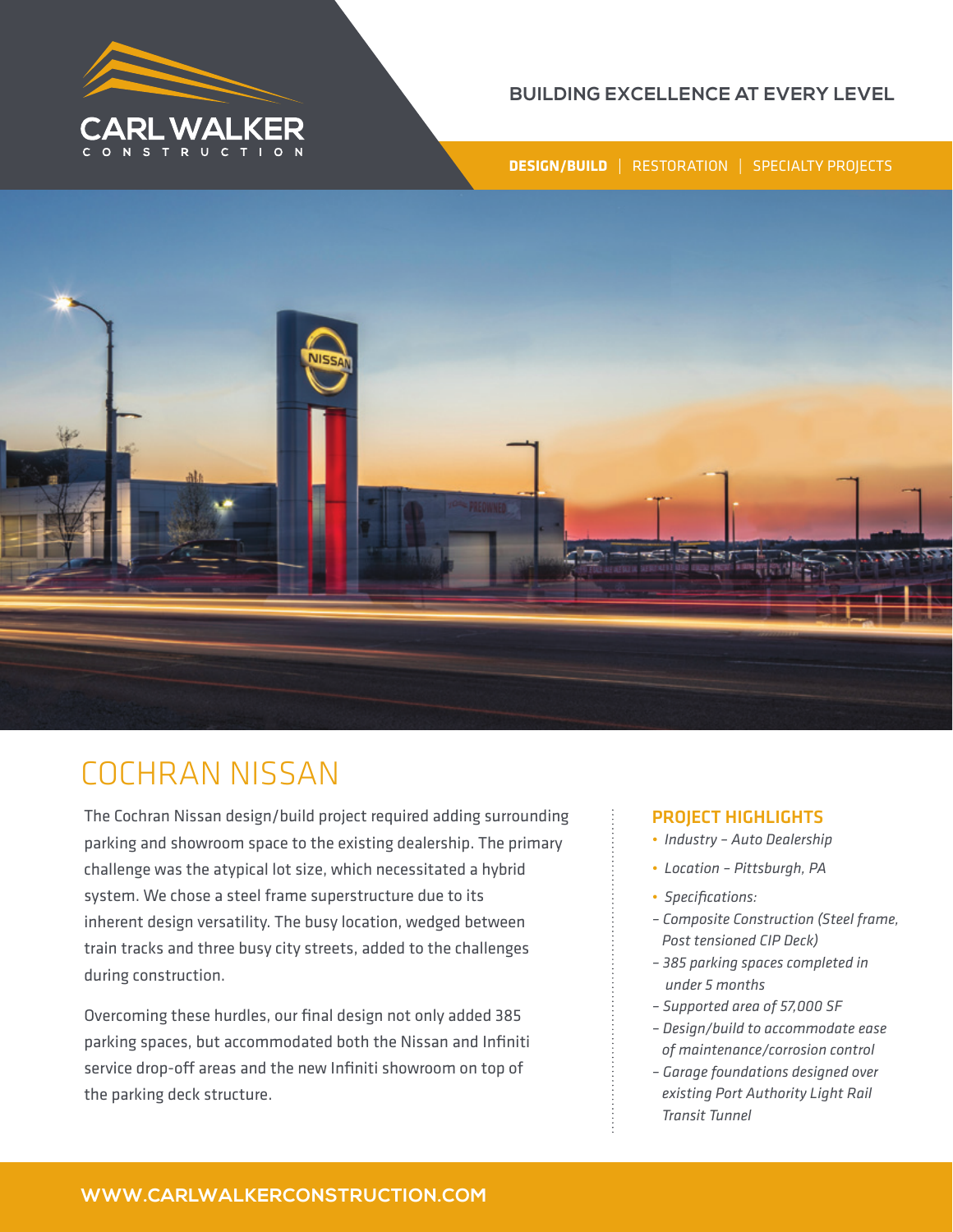CARL WALKER
CONSTRUCTION

BUILDING EXCELLENCE AT EVERY LEVEL

**DESIGN/BUILD** | RESTORATION | SPECIALTY PROJECTS

# COCHRAN NISSAN

The Cochran Nissan design/build project required adding surrounding parking and showroom space to the existing dealership. The primary challenge was the atypical lot size, which necessitated a hybrid system. We chose a steel frame superstructure due to its inherent design versatility. The busy location, wedged between train tracks and three busy city streets, added to the challenges during construction.

Overcoming these hurdles, our final design not only added 385 parking spaces, but accommodated both the Nissan and Infiniti service drop-off areas and the new Infiniti showroom on top of the parking deck structure.

## PROJECT HIGHLIGHTS

- *Industry – Auto Dealership*
- *Location – Pittsburgh, PA*
- *Specifications:*
  - *Composite Construction (Steel frame, Post tensioned CIP Deck)*
  - *385 parking spaces completed in under 5 months*
  - *Supported area of 57,000 SF*
  - *Design/build to accommodate ease of maintenance/corrosion control*
  - *Garage foundations designed over existing Port Authority Light Rail Transit Tunnel*

WWW.CARLWALKERCONSTRUCTION.COM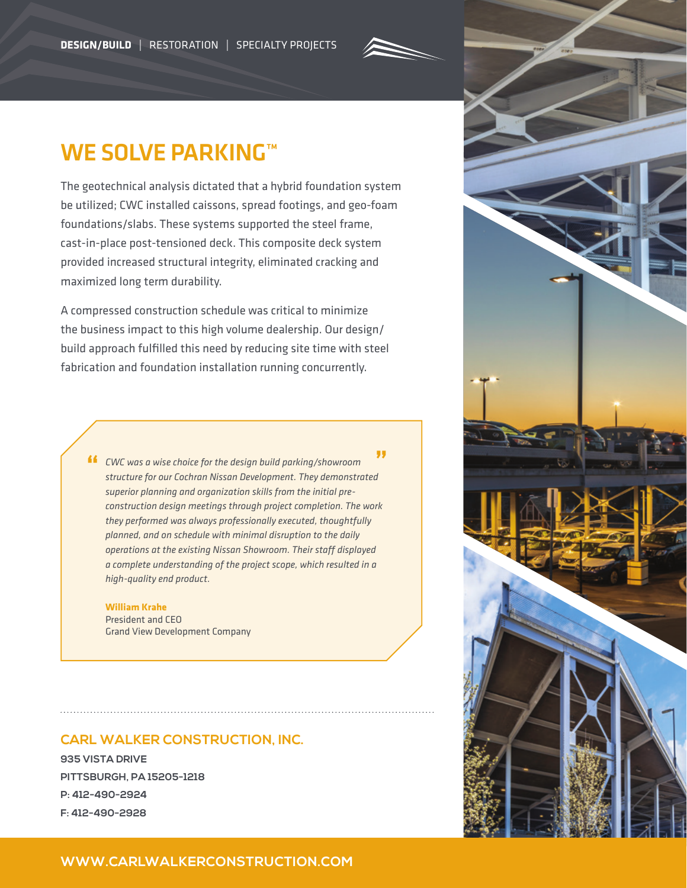DESIGN/BUILD | RESTORATION | SPECIALTY PROJECTS

# WE SOLVE PARKING™

The geotechnical analysis dictated that a hybrid foundation system be utilized; CWC installed caissons, spread footings, and geo-foam foundations/slabs. These systems supported the steel frame, cast-in-place post-tensioned deck. This composite deck system provided increased structural integrity, eliminated cracking and maximized long term durability.

A compressed construction schedule was critical to minimize the business impact to this high volume dealership. Our design/build approach fulfilled this need by reducing site time with steel fabrication and foundation installation running concurrently.

> *"CWC was a wise choice for the design build parking/showroom structure for our Cochran Nissan Development. They demonstrated superior planning and organization skills from the initial pre-construction design meetings through project completion. The work they performed was always professionally executed, thoughtfully planned, and on schedule with minimal disruption to the daily operations at the existing Nissan Showroom. Their staff displayed a complete understanding of the project scope, which resulted in a high-quality end product."*
>
> **William Krahe**
> President and CEO
> Grand View Development Company

## CARL WALKER CONSTRUCTION, INC.

**935 VISTA DRIVE**
**PITTSBURGH, PA 15205-1218**
**P: 412-490-2924**
**F: 412-490-2928**

**WWW.CARLWALKERCONSTRUCTION.COM**